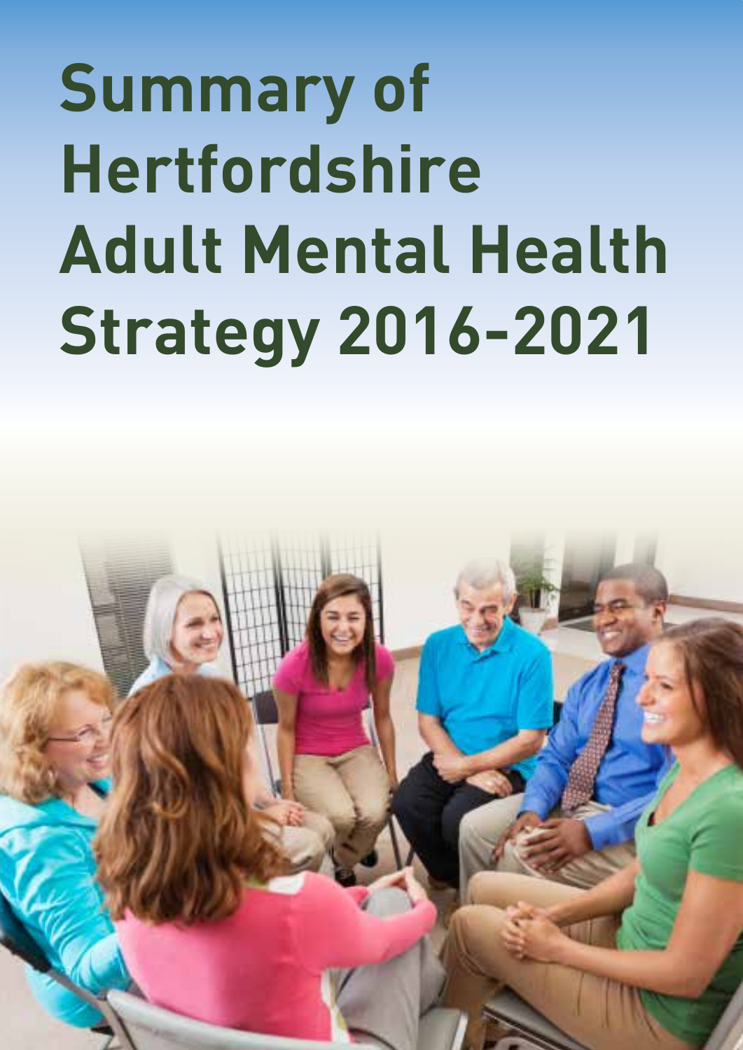# Summary of Hertfordshire Adult Mental Health Strategy 2016-2021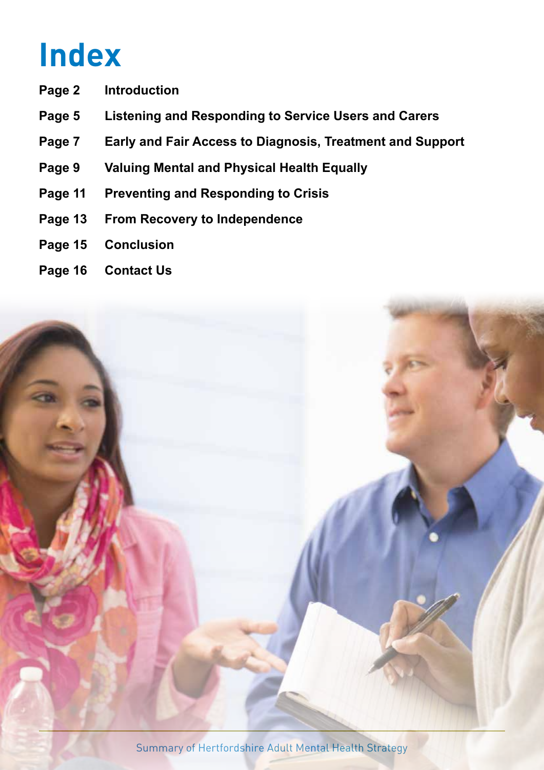# Index

| | |
|---|---|
| **Page 2** | **Introduction** |
| **Page 5** | **Listening and Responding to Service Users and Carers** |
| **Page 7** | **Early and Fair Access to Diagnosis, Treatment and Support** |
| **Page 9** | **Valuing Mental and Physical Health Equally** |
| **Page 11** | **Preventing and Responding to Crisis** |
| **Page 13** | **From Recovery to Independence** |
| **Page 15** | **Conclusion** |
| **Page 16** | **Contact Us** |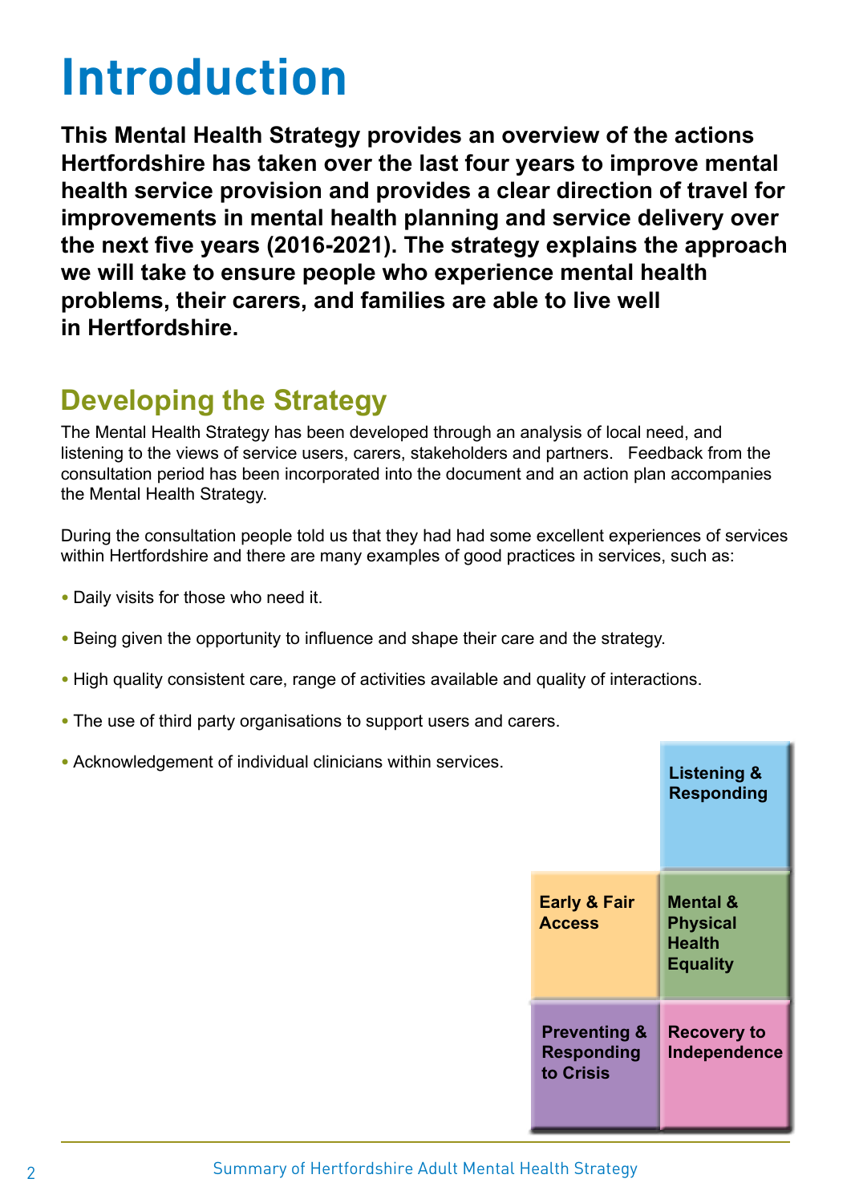# Introduction

**This Mental Health Strategy provides an overview of the actions Hertfordshire has taken over the last four years to improve mental health service provision and provides a clear direction of travel for improvements in mental health planning and service delivery over the next five years (2016-2021). The strategy explains the approach we will take to ensure people who experience mental health problems, their carers, and families are able to live well in Hertfordshire.**

## Developing the Strategy

The Mental Health Strategy has been developed through an analysis of local need, and listening to the views of service users, carers, stakeholders and partners. Feedback from the consultation period has been incorporated into the document and an action plan accompanies the Mental Health Strategy.

During the consultation people told us that they had had some excellent experiences of services within Hertfordshire and there are many examples of good practices in services, such as:

- Daily visits for those who need it.
- Being given the opportunity to influence and shape their care and the strategy.
- High quality consistent care, range of activities available and quality of interactions.
- The use of third party organisations to support users and carers.
- Acknowledgement of individual clinicians within services.

Listening & Responding

Early & Fair Access

Mental & Physical Health Equality

Preventing & Responding to Crisis

Recovery to Independence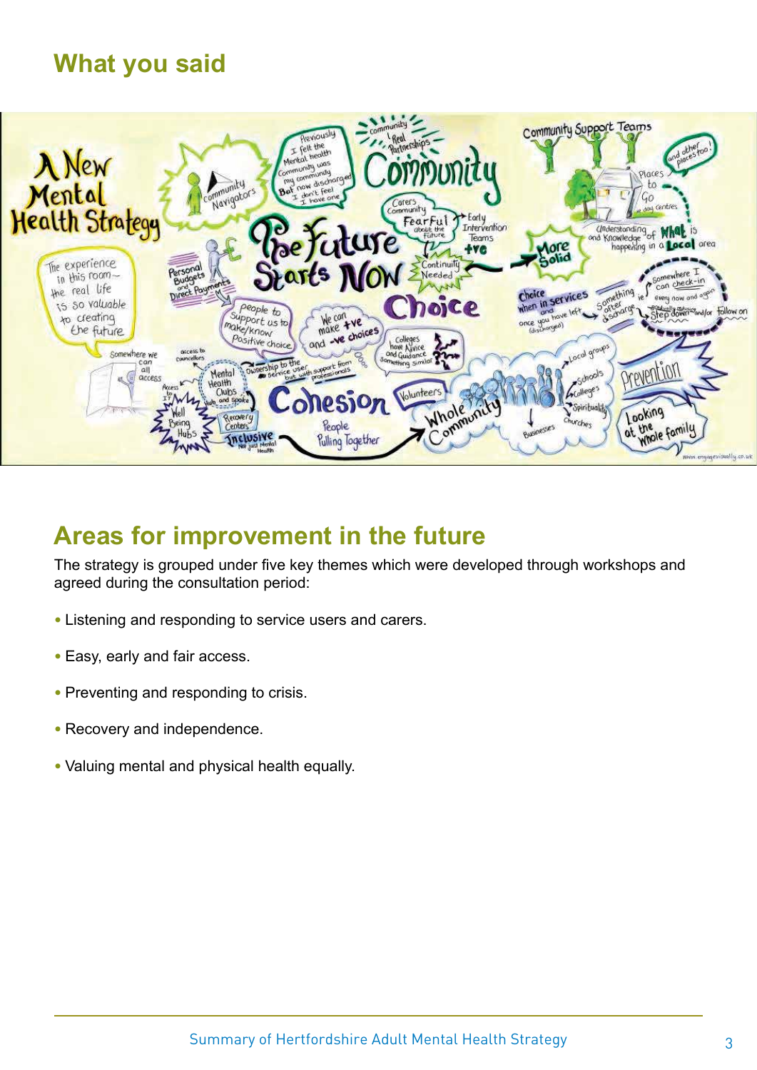## What you said

## Areas for improvement in the future

The strategy is grouped under five key themes which were developed through workshops and agreed during the consultation period:

- Listening and responding to service users and carers.
- Easy, early and fair access.
- Preventing and responding to crisis.
- Recovery and independence.
- Valuing mental and physical health equally.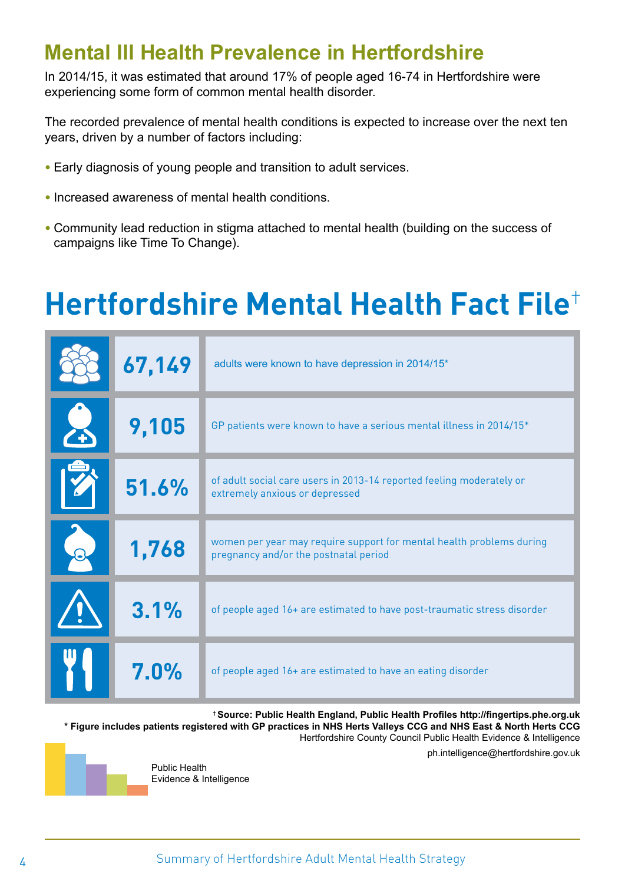## Mental Ill Health Prevalence in Hertfordshire

In 2014/15, it was estimated that around 17% of people aged 16-74 in Hertfordshire were experiencing some form of common mental health disorder.

The recorded prevalence of mental health conditions is expected to increase over the next ten years, driven by a number of factors including:

- Early diagnosis of young people and transition to adult services.
- Increased awareness of mental health conditions.
- Community lead reduction in stigma attached to mental health (building on the success of campaigns like Time To Change).

# Hertfordshire Mental Health Fact File†

| Figure | Description |
|---|---|
| **67,149** | adults were known to have depression in 2014/15* |
| **9,105** | GP patients were known to have a serious mental illness in 2014/15* |
| **51.6%** | of adult social care users in 2013-14 reported feeling moderately or extremely anxious or depressed |
| **1,768** | women per year may require support for mental health problems during pregnancy and/or the postnatal period |
| **3.1%** | of people aged 16+ are estimated to have post-traumatic stress disorder |
| **7.0%** | of people aged 16+ are estimated to have an eating disorder |

**† Source: Public Health England, Public Health Profiles http://fingertips.phe.org.uk**

*** Figure includes patients registered with GP practices in NHS Herts Valleys CCG and NHS East & North Herts CCG**

Hertfordshire County Council Public Health Evidence & Intelligence

ph.intelligence@hertfordshire.gov.uk

Public Health
Evidence & Intelligence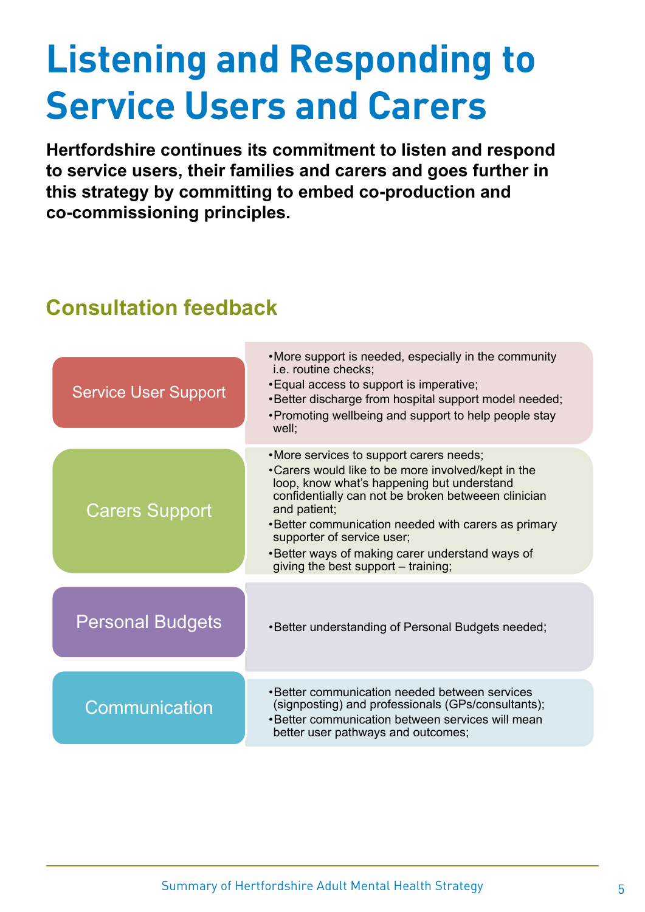# Listening and Responding to Service Users and Carers

**Hertfordshire continues its commitment to listen and respond to service users, their families and carers and goes further in this strategy by committing to embed co-production and co-commissioning principles.**

## Consultation feedback

### Service User Support

- More support is needed, especially in the community i.e. routine checks;
- Equal access to support is imperative;
- Better discharge from hospital support model needed;
- Promoting wellbeing and support to help people stay well;

### Carers Support

- More services to support carers needs;
- Carers would like to be more involved/kept in the loop, know what's happening but understand confidentially can not be broken betweeen clinician and patient;
- Better communication needed with carers as primary supporter of service user;
- Better ways of making carer understand ways of giving the best support – training;

### Personal Budgets

- Better understanding of Personal Budgets needed;

### Communication

- Better communication needed between services (signposting) and professionals (GPs/consultants);
- Better communication between services will mean better user pathways and outcomes;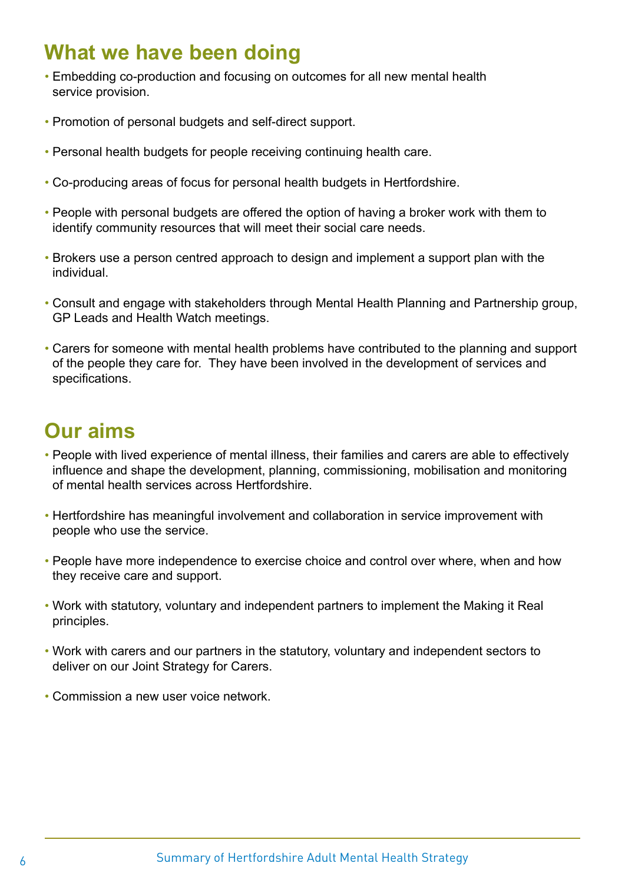## What we have been doing

- Embedding co-production and focusing on outcomes for all new mental health service provision.
- Promotion of personal budgets and self-direct support.
- Personal health budgets for people receiving continuing health care.
- Co-producing areas of focus for personal health budgets in Hertfordshire.
- People with personal budgets are offered the option of having a broker work with them to identify community resources that will meet their social care needs.
- Brokers use a person centred approach to design and implement a support plan with the individual.
- Consult and engage with stakeholders through Mental Health Planning and Partnership group, GP Leads and Health Watch meetings.
- Carers for someone with mental health problems have contributed to the planning and support of the people they care for. They have been involved in the development of services and specifications.

## Our aims

- People with lived experience of mental illness, their families and carers are able to effectively influence and shape the development, planning, commissioning, mobilisation and monitoring of mental health services across Hertfordshire.
- Hertfordshire has meaningful involvement and collaboration in service improvement with people who use the service.
- People have more independence to exercise choice and control over where, when and how they receive care and support.
- Work with statutory, voluntary and independent partners to implement the Making it Real principles.
- Work with carers and our partners in the statutory, voluntary and independent sectors to deliver on our Joint Strategy for Carers.
- Commission a new user voice network.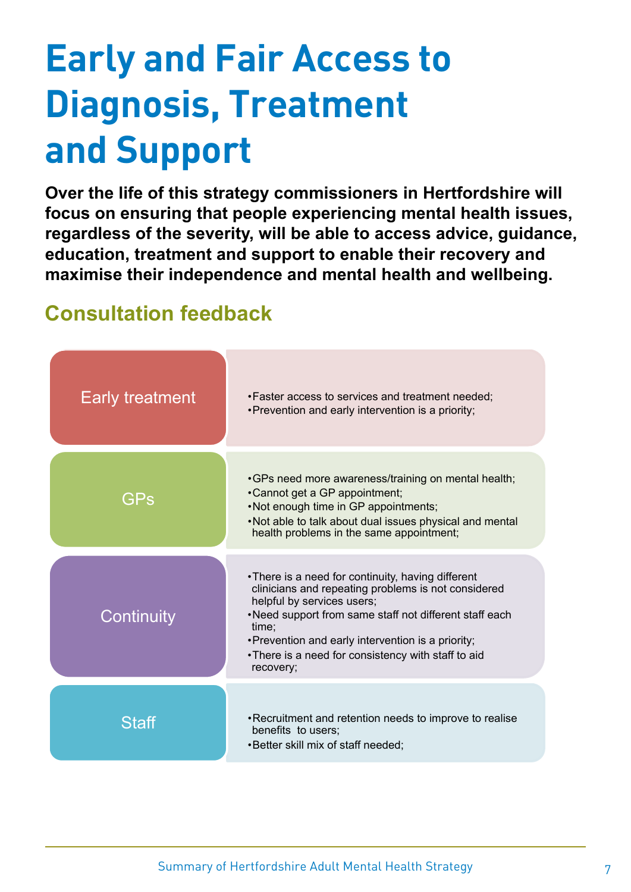# Early and Fair Access to Diagnosis, Treatment and Support

**Over the life of this strategy commissioners in Hertfordshire will focus on ensuring that people experiencing mental health issues, regardless of the severity, will be able to access advice, guidance, education, treatment and support to enable their recovery and maximise their independence and mental health and wellbeing.**

## Consultation feedback

| | |
|---|---|
| Early treatment | • Faster access to services and treatment needed;<br>• Prevention and early intervention is a priority; |
| GPs | • GPs need more awareness/training on mental health;<br>• Cannot get a GP appointment;<br>• Not enough time in GP appointments;<br>• Not able to talk about dual issues physical and mental health problems in the same appointment; |
| Continuity | • There is a need for continuity, having different clinicians and repeating problems is not considered helpful by services users;<br>• Need support from same staff not different staff each time;<br>• Prevention and early intervention is a priority;<br>• There is a need for consistency with staff to aid recovery; |
| Staff | • Recruitment and retention needs to improve to realise benefits to users;<br>• Better skill mix of staff needed; |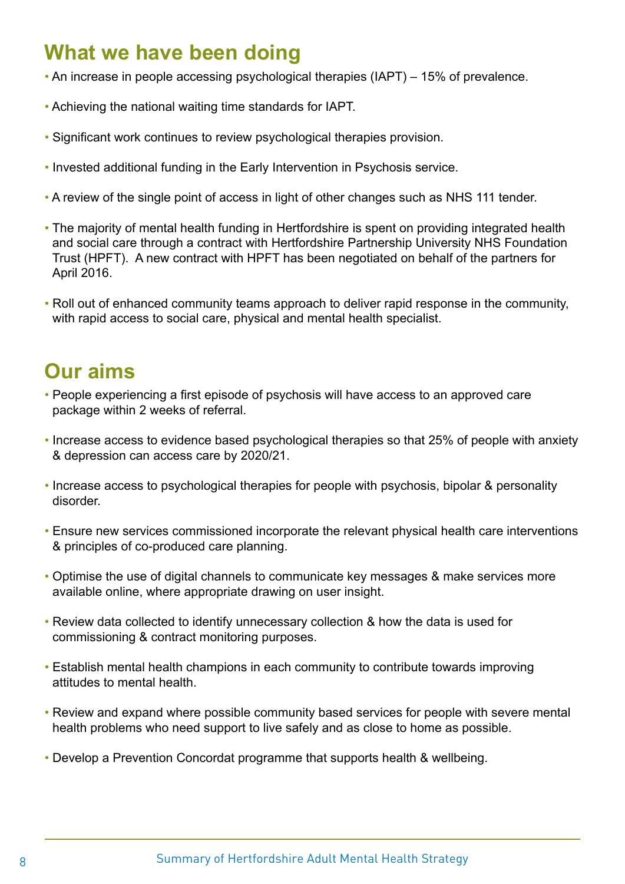## What we have been doing

- An increase in people accessing psychological therapies (IAPT) – 15% of prevalence.
- Achieving the national waiting time standards for IAPT.
- Significant work continues to review psychological therapies provision.
- Invested additional funding in the Early Intervention in Psychosis service.
- A review of the single point of access in light of other changes such as NHS 111 tender.
- The majority of mental health funding in Hertfordshire is spent on providing integrated health and social care through a contract with Hertfordshire Partnership University NHS Foundation Trust (HPFT). A new contract with HPFT has been negotiated on behalf of the partners for April 2016.
- Roll out of enhanced community teams approach to deliver rapid response in the community, with rapid access to social care, physical and mental health specialist.

## Our aims

- People experiencing a first episode of psychosis will have access to an approved care package within 2 weeks of referral.
- Increase access to evidence based psychological therapies so that 25% of people with anxiety & depression can access care by 2020/21.
- Increase access to psychological therapies for people with psychosis, bipolar & personality disorder.
- Ensure new services commissioned incorporate the relevant physical health care interventions & principles of co-produced care planning.
- Optimise the use of digital channels to communicate key messages & make services more available online, where appropriate drawing on user insight.
- Review data collected to identify unnecessary collection & how the data is used for commissioning & contract monitoring purposes.
- Establish mental health champions in each community to contribute towards improving attitudes to mental health.
- Review and expand where possible community based services for people with severe mental health problems who need support to live safely and as close to home as possible.
- Develop a Prevention Concordat programme that supports health & wellbeing.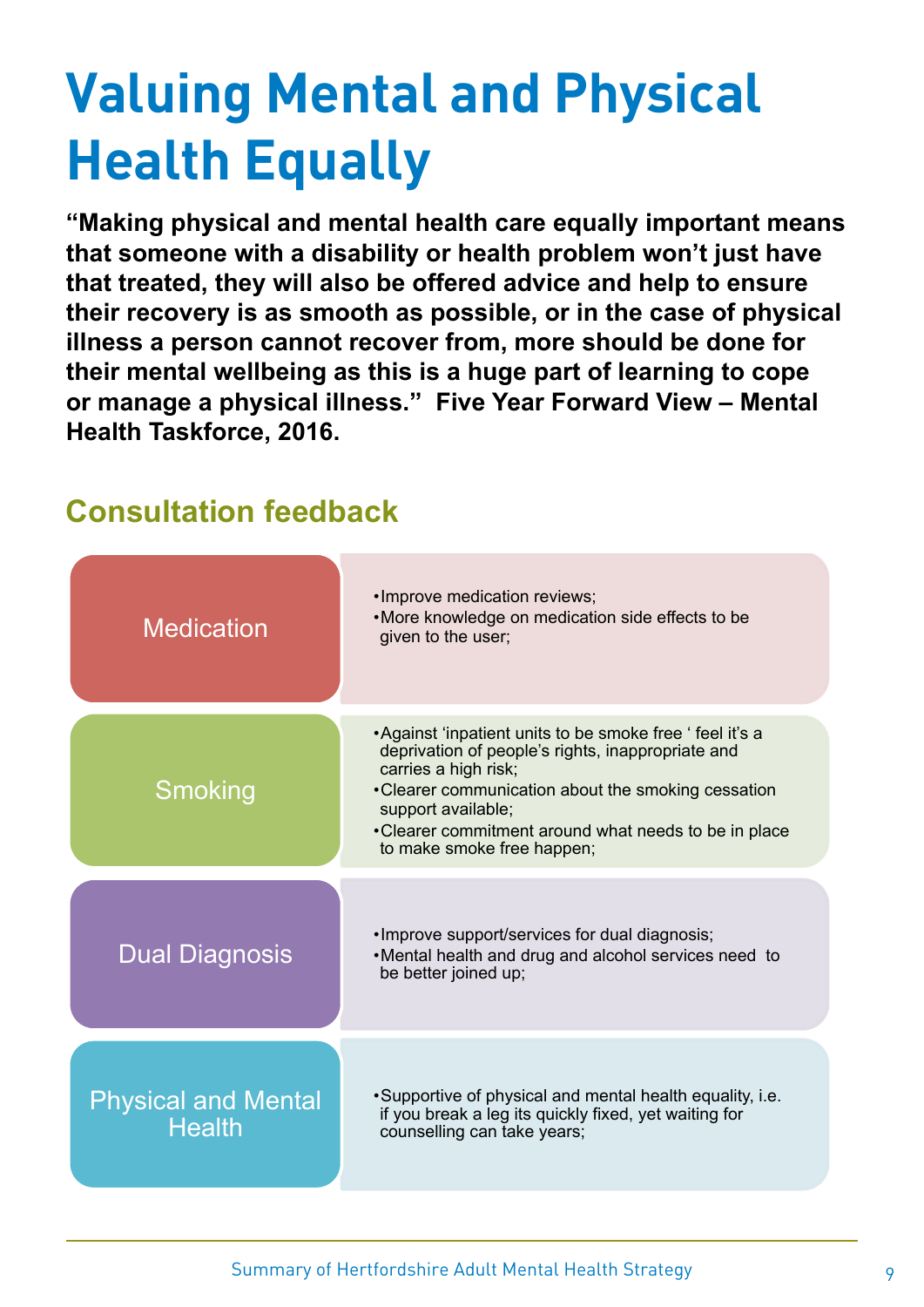# Valuing Mental and Physical Health Equally

**"Making physical and mental health care equally important means that someone with a disability or health problem won't just have that treated, they will also be offered advice and help to ensure their recovery is as smooth as possible, or in the case of physical illness a person cannot recover from, more should be done for their mental wellbeing as this is a huge part of learning to cope or manage a physical illness." Five Year Forward View – Mental Health Taskforce, 2016.**

## Consultation feedback

| Topic | Feedback |
| --- | --- |
| Medication | •Improve medication reviews;<br>•More knowledge on medication side effects to be given to the user; |
| Smoking | •Against 'inpatient units to be smoke free ' feel it's a deprivation of people's rights, inappropriate and carries a high risk;<br>•Clearer communication about the smoking cessation support available;<br>•Clearer commitment around what needs to be in place to make smoke free happen; |
| Dual Diagnosis | •Improve support/services for dual diagnosis;<br>•Mental health and drug and alcohol services need to be better joined up; |
| Physical and Mental Health | •Supportive of physical and mental health equality, i.e. if you break a leg its quickly fixed, yet waiting for counselling can take years; |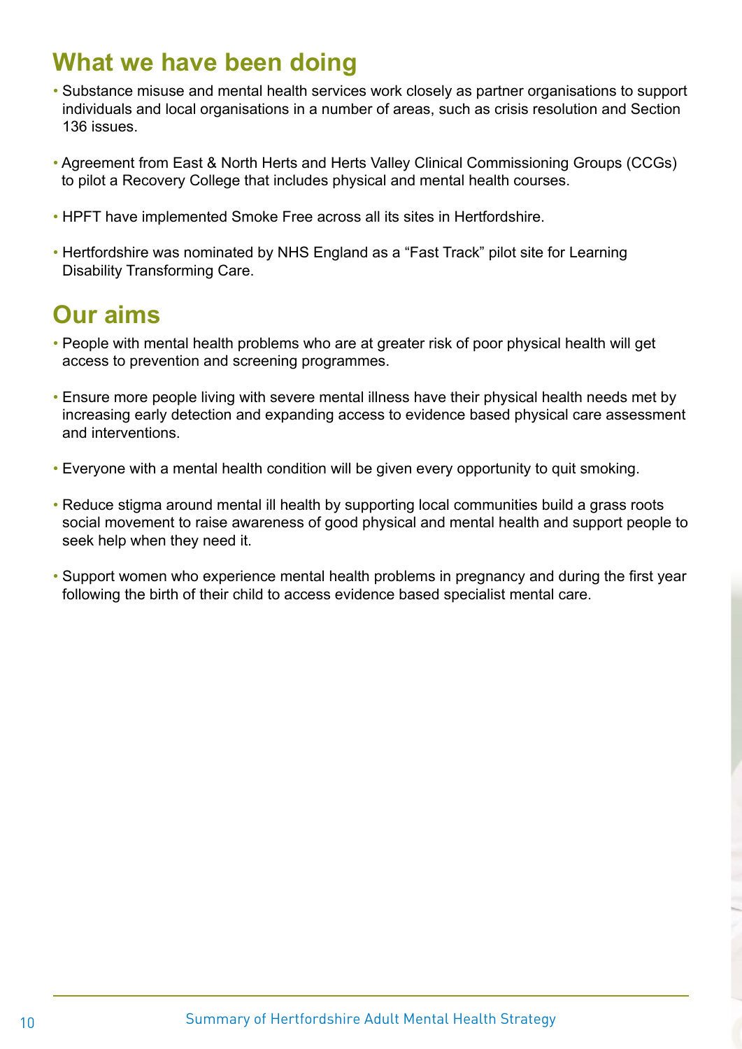## What we have been doing

- Substance misuse and mental health services work closely as partner organisations to support individuals and local organisations in a number of areas, such as crisis resolution and Section 136 issues.
- Agreement from East & North Herts and Herts Valley Clinical Commissioning Groups (CCGs) to pilot a Recovery College that includes physical and mental health courses.
- HPFT have implemented Smoke Free across all its sites in Hertfordshire.
- Hertfordshire was nominated by NHS England as a "Fast Track" pilot site for Learning Disability Transforming Care.

## Our aims

- People with mental health problems who are at greater risk of poor physical health will get access to prevention and screening programmes.
- Ensure more people living with severe mental illness have their physical health needs met by increasing early detection and expanding access to evidence based physical care assessment and interventions.
- Everyone with a mental health condition will be given every opportunity to quit smoking.
- Reduce stigma around mental ill health by supporting local communities build a grass roots social movement to raise awareness of good physical and mental health and support people to seek help when they need it.
- Support women who experience mental health problems in pregnancy and during the first year following the birth of their child to access evidence based specialist mental care.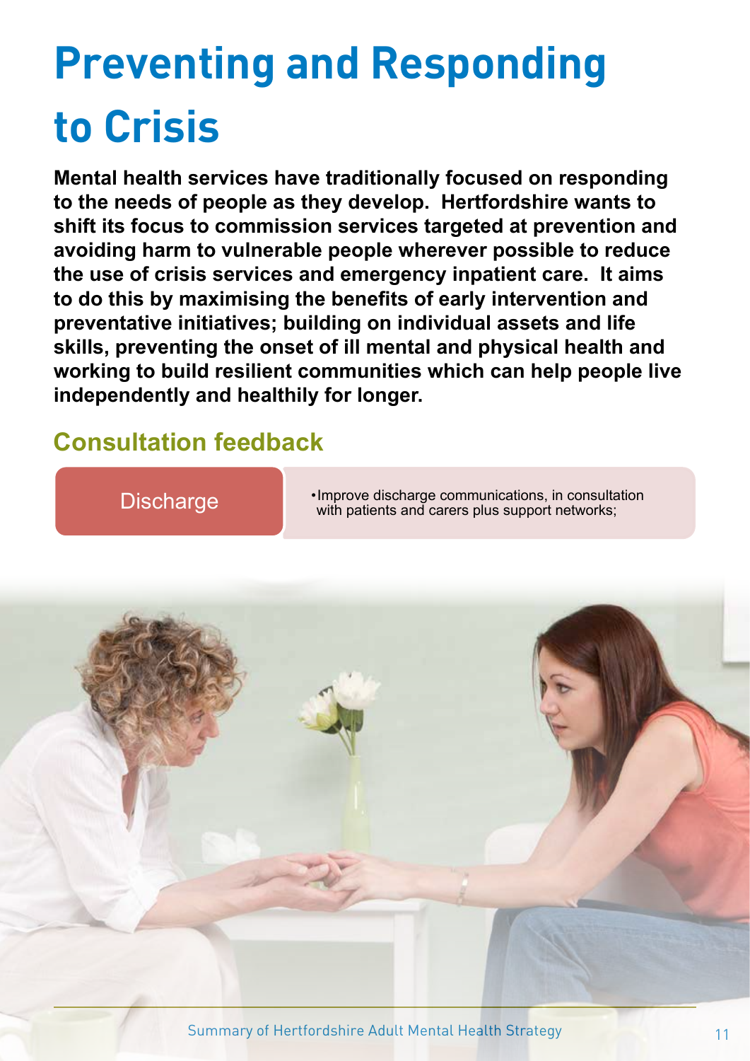# Preventing and Responding to Crisis

**Mental health services have traditionally focused on responding to the needs of people as they develop. Hertfordshire wants to shift its focus to commission services targeted at prevention and avoiding harm to vulnerable people wherever possible to reduce the use of crisis services and emergency inpatient care. It aims to do this by maximising the benefits of early intervention and preventative initiatives; building on individual assets and life skills, preventing the onset of ill mental and physical health and working to build resilient communities which can help people live independently and healthily for longer.**

## Consultation feedback

| Discharge | • Improve discharge communications, in consultation with patients and carers plus support networks; |
|---|---|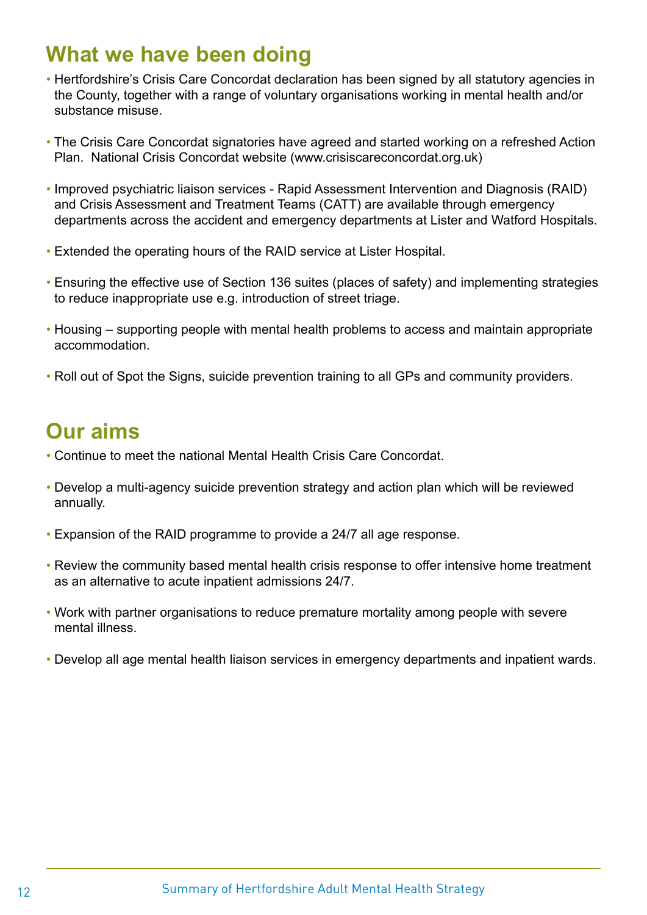## What we have been doing

- Hertfordshire's Crisis Care Concordat declaration has been signed by all statutory agencies in the County, together with a range of voluntary organisations working in mental health and/or substance misuse.
- The Crisis Care Concordat signatories have agreed and started working on a refreshed Action Plan. National Crisis Concordat website (www.crisiscareconcordat.org.uk)
- Improved psychiatric liaison services - Rapid Assessment Intervention and Diagnosis (RAID) and Crisis Assessment and Treatment Teams (CATT) are available through emergency departments across the accident and emergency departments at Lister and Watford Hospitals.
- Extended the operating hours of the RAID service at Lister Hospital.
- Ensuring the effective use of Section 136 suites (places of safety) and implementing strategies to reduce inappropriate use e.g. introduction of street triage.
- Housing – supporting people with mental health problems to access and maintain appropriate accommodation.
- Roll out of Spot the Signs, suicide prevention training to all GPs and community providers.

## Our aims

- Continue to meet the national Mental Health Crisis Care Concordat.
- Develop a multi-agency suicide prevention strategy and action plan which will be reviewed annually.
- Expansion of the RAID programme to provide a 24/7 all age response.
- Review the community based mental health crisis response to offer intensive home treatment as an alternative to acute inpatient admissions 24/7.
- Work with partner organisations to reduce premature mortality among people with severe mental illness.
- Develop all age mental health liaison services in emergency departments and inpatient wards.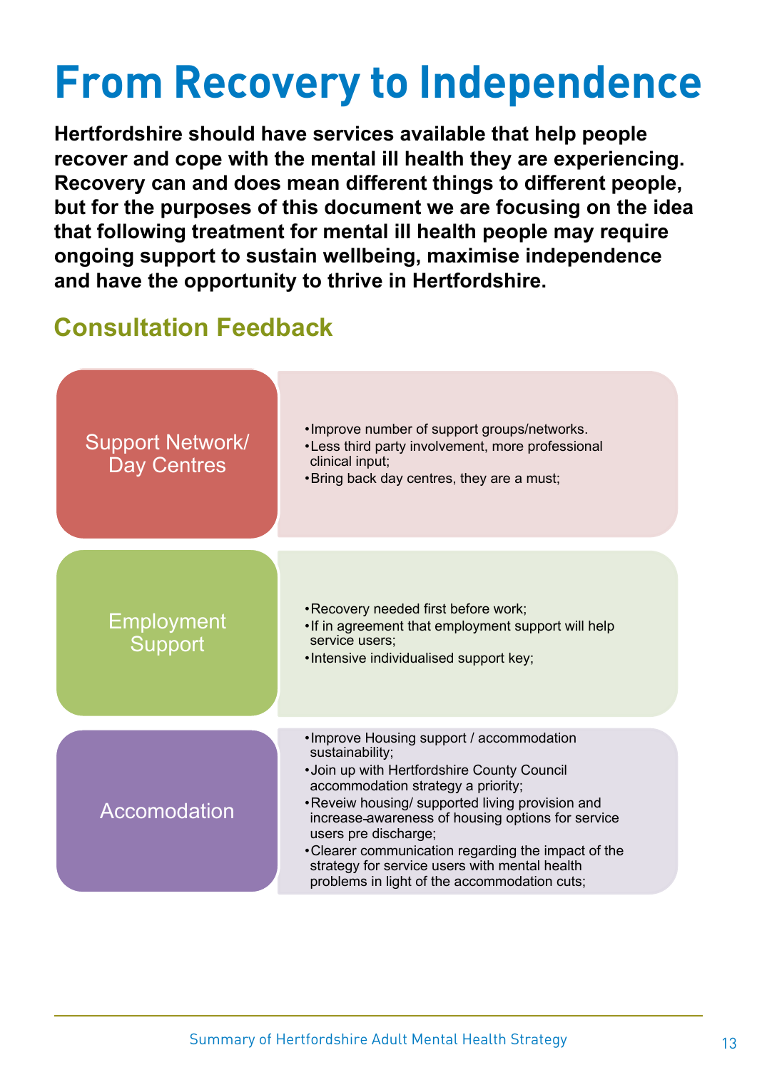# From Recovery to Independence

**Hertfordshire should have services available that help people recover and cope with the mental ill health they are experiencing. Recovery can and does mean different things to different people, but for the purposes of this document we are focusing on the idea that following treatment for mental ill health people may require ongoing support to sustain wellbeing, maximise independence and have the opportunity to thrive in Hertfordshire.**

## Consultation Feedback

### Support Network/ Day Centres

- Improve number of support groups/networks.
- Less third party involvement, more professional clinical input;
- Bring back day centres, they are a must;

### Employment Support

- Recovery needed first before work;
- If in agreement that employment support will help service users;
- Intensive individualised support key;

### Accomodation

- Improve Housing support / accommodation sustainability;
- Join up with Hertfordshire County Council accommodation strategy a priority;
- Reveiw housing/ supported living provision and increase awareness of housing options for service users pre discharge;
- Clearer communication regarding the impact of the strategy for service users with mental health problems in light of the accommodation cuts;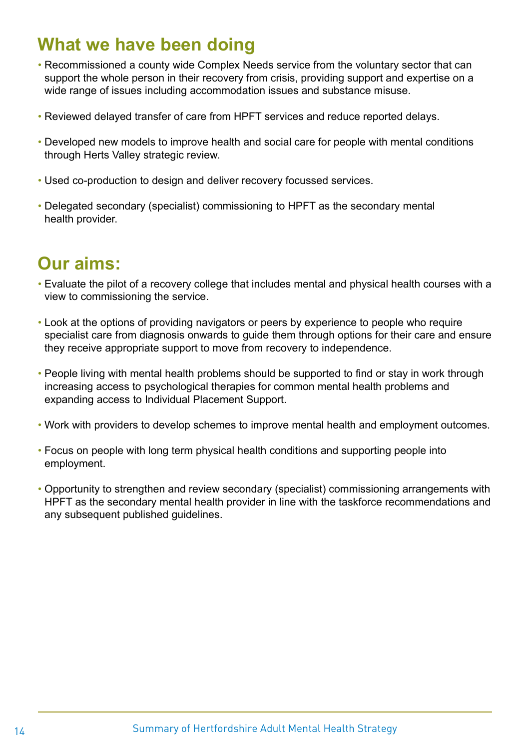## What we have been doing

- Recommissioned a county wide Complex Needs service from the voluntary sector that can support the whole person in their recovery from crisis, providing support and expertise on a wide range of issues including accommodation issues and substance misuse.
- Reviewed delayed transfer of care from HPFT services and reduce reported delays.
- Developed new models to improve health and social care for people with mental conditions through Herts Valley strategic review.
- Used co-production to design and deliver recovery focussed services.
- Delegated secondary (specialist) commissioning to HPFT as the secondary mental health provider.

## Our aims:

- Evaluate the pilot of a recovery college that includes mental and physical health courses with a view to commissioning the service.
- Look at the options of providing navigators or peers by experience to people who require specialist care from diagnosis onwards to guide them through options for their care and ensure they receive appropriate support to move from recovery to independence.
- People living with mental health problems should be supported to find or stay in work through increasing access to psychological therapies for common mental health problems and expanding access to Individual Placement Support.
- Work with providers to develop schemes to improve mental health and employment outcomes.
- Focus on people with long term physical health conditions and supporting people into employment.
- Opportunity to strengthen and review secondary (specialist) commissioning arrangements with HPFT as the secondary mental health provider in line with the taskforce recommendations and any subsequent published guidelines.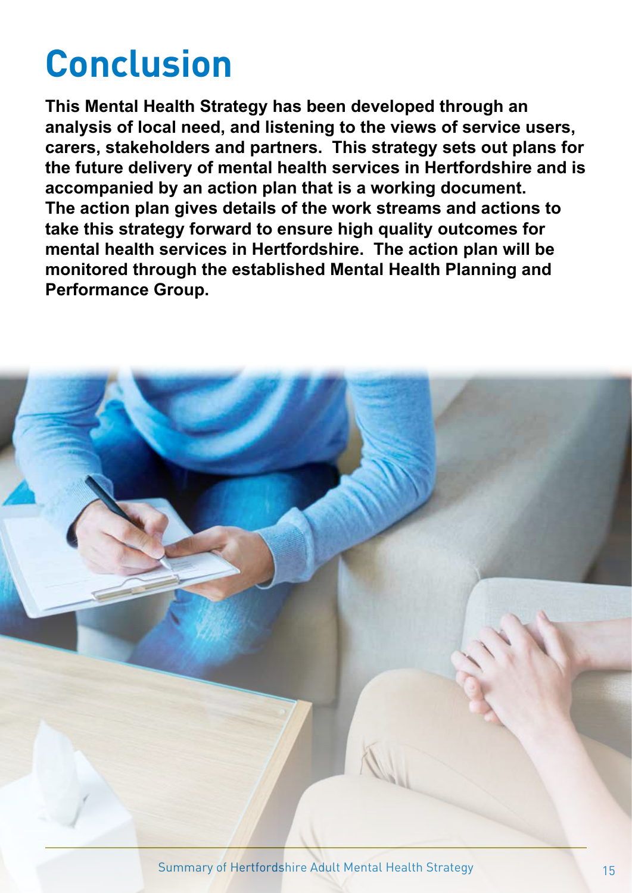# Conclusion

**This Mental Health Strategy has been developed through an analysis of local need, and listening to the views of service users, carers, stakeholders and partners. This strategy sets out plans for the future delivery of mental health services in Hertfordshire and is accompanied by an action plan that is a working document. The action plan gives details of the work streams and actions to take this strategy forward to ensure high quality outcomes for mental health services in Hertfordshire. The action plan will be monitored through the established Mental Health Planning and Performance Group.**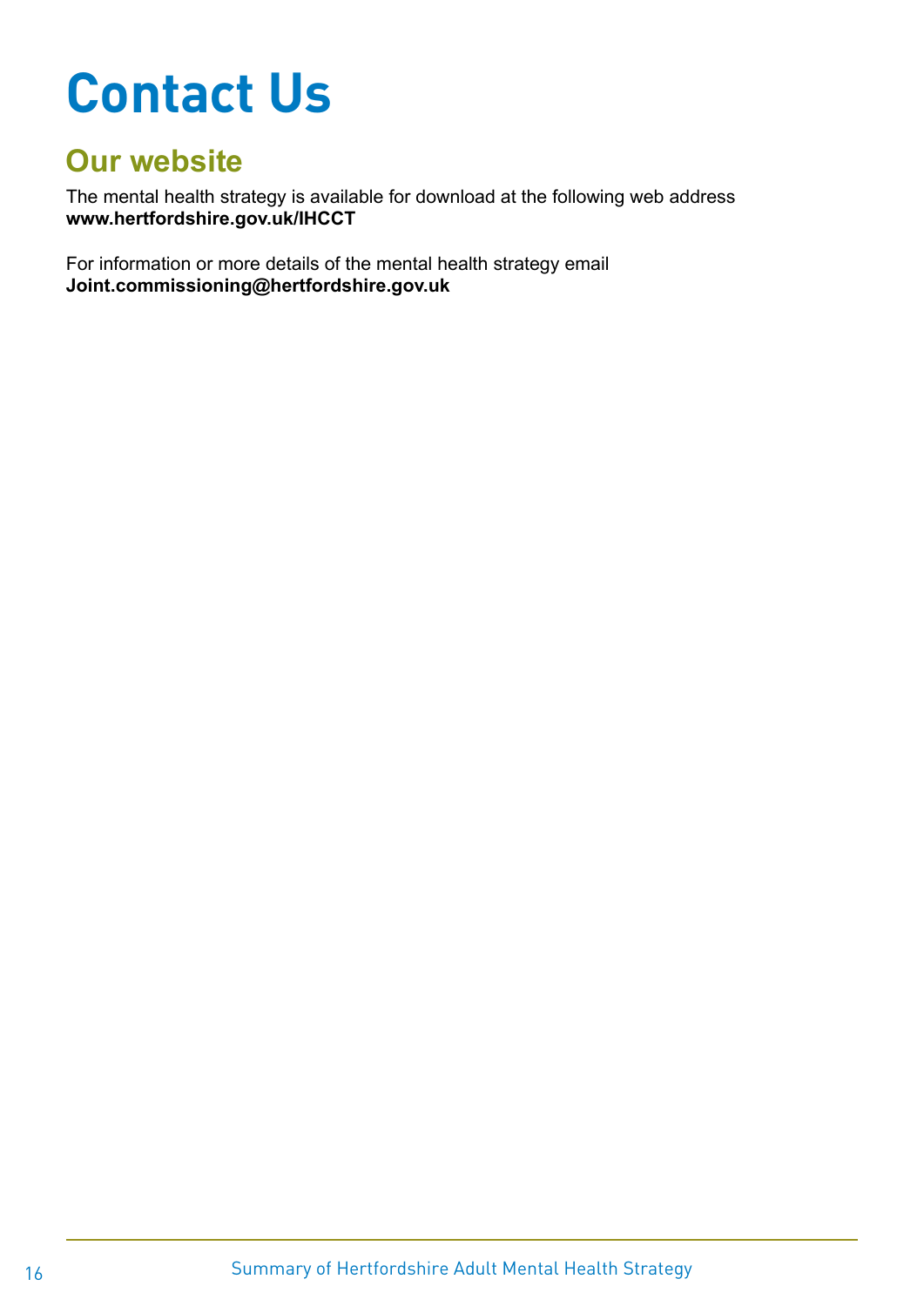# Contact Us

## Our website

The mental health strategy is available for download at the following web address
**www.hertfordshire.gov.uk/IHCCT**

For information or more details of the mental health strategy email
**Joint.commissioning@hertfordshire.gov.uk**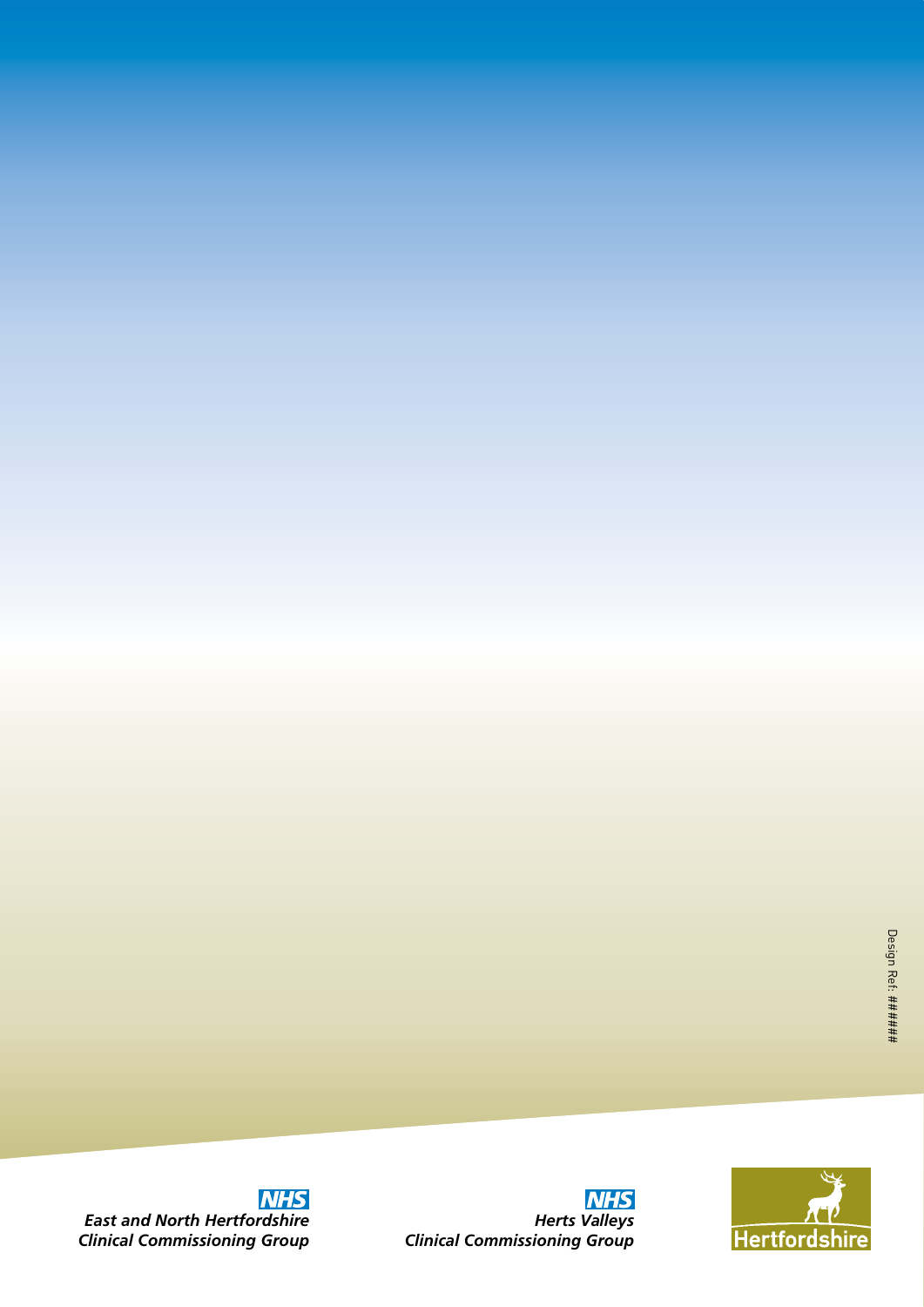Design Ref: ######

NHS
*East and North Hertfordshire*
*Clinical Commissioning Group*

NHS
*Herts Valleys*
*Clinical Commissioning Group*

Hertfordshire